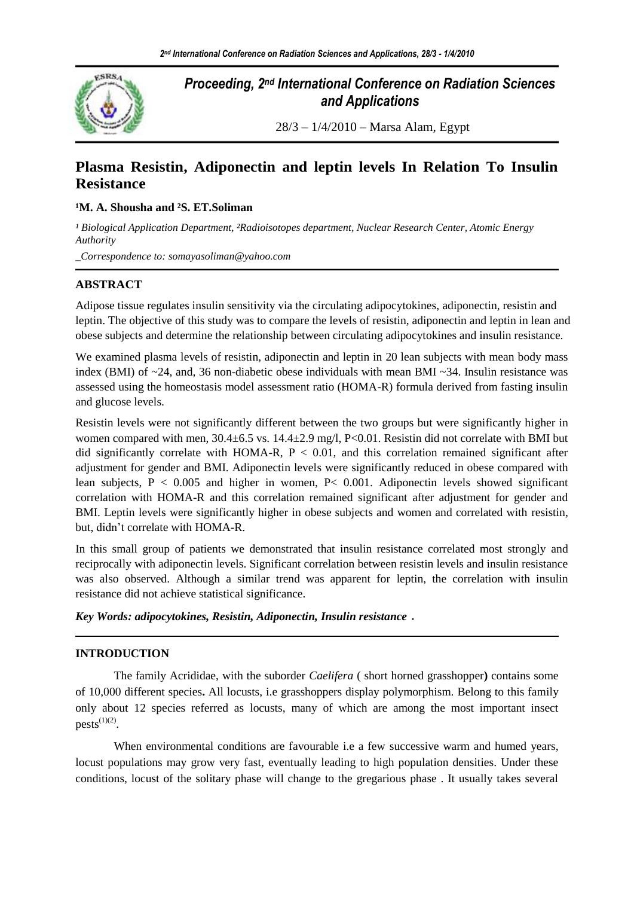# Proceeding, 2nd International Conference on Radiation Sciences and Applications

28/3 – 1/4/2010 – Marsa Alam, Egypt

## Plasma Resistin, Adiponectin and leptin levels In Relation To Insulin Resistance

**[1]M. A. Shousha and [2]S. ET.Soliman**

*[1] Biological Application Department, [2]Radioisotopes department, Nuclear Research Center, Atomic Energy Authority*

*_Correspondence to: somayasoliman@yahoo.com*

### ABSTRACT

Adipose tissue regulates insulin sensitivity via the circulating adipocytokines, adiponectin, resistin and leptin. The objective of this study was to compare the levels of resistin, adiponectin and leptin in lean and obese subjects and determine the relationship between circulating adipocytokines and insulin resistance.

We examined plasma levels of resistin, adiponectin and leptin in 20 lean subjects with mean body mass index (BMI) of ~24, and, 36 non-diabetic obese individuals with mean BMI ~34. Insulin resistance was assessed using the homeostasis model assessment ratio (HOMA-R) formula derived from fasting insulin and glucose levels.

Resistin levels were not significantly different between the two groups but were significantly higher in women compared with men, 30.4±6.5 vs. 14.4±2.9 mg/l, $P<0.01$. Resistin did not correlate with BMI but did significantly correlate with HOMA-R, $P < 0.01$, and this correlation remained significant after adjustment for gender and BMI. Adiponectin levels were significantly reduced in obese compared with lean subjects, $P < 0.005$ and higher in women, $P< 0.001$. Adiponectin levels showed significant correlation with HOMA-R and this correlation remained significant after adjustment for gender and BMI. Leptin levels were significantly higher in obese subjects and women and correlated with resistin, but, didn't correlate with HOMA-R.

In this small group of patients we demonstrated that insulin resistance correlated most strongly and reciprocally with adiponectin levels. Significant correlation between resistin levels and insulin resistance was also observed. Although a similar trend was apparent for leptin, the correlation with insulin resistance did not achieve statistical significance.

***Key Words: adipocytokines, Resistin, Adiponectin, Insulin resistance .***

### INTRODUCTION

The family Acrididae, with the suborder *Caelifera* ( short horned grasshopper**)** contains some of 10,000 different species**.** All locusts, i.e grasshoppers display polymorphism. Belong to this family only about 12 species referred as locusts, many of which are among the most important insect pests[(1)(2)].

When environmental conditions are favourable i.e a few successive warm and humed years, locust populations may grow very fast, eventually leading to high population densities. Under these conditions, locust of the solitary phase will change to the gregarious phase . It usually takes several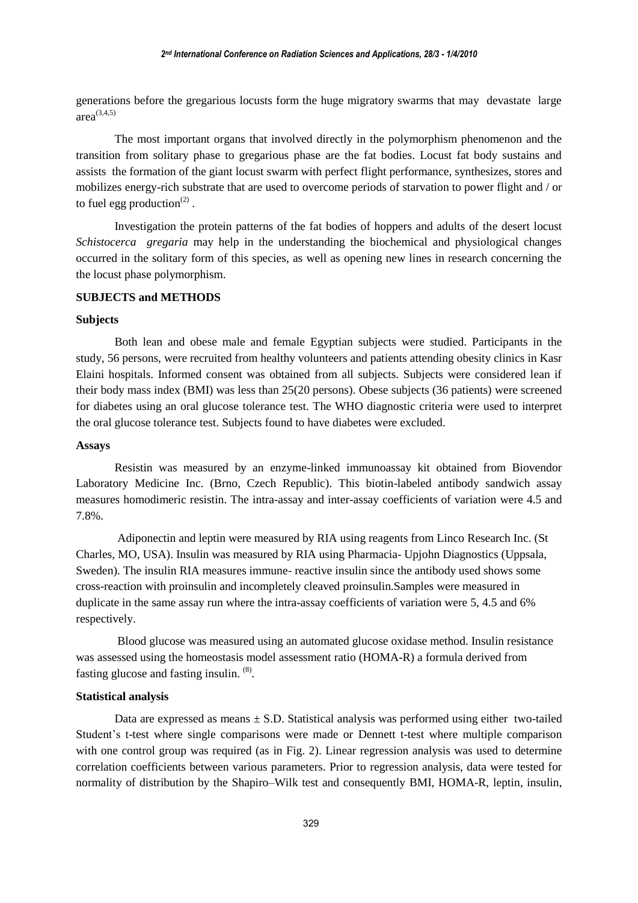generations before the gregarious locusts form the huge migratory swarms that may devastate large area[3,4,5]

The most important organs that involved directly in the polymorphism phenomenon and the transition from solitary phase to gregarious phase are the fat bodies. Locust fat body sustains and assists the formation of the giant locust swarm with perfect flight performance, synthesizes, stores and mobilizes energy-rich substrate that are used to overcome periods of starvation to power flight and / or to fuel egg production[2] .

Investigation the protein patterns of the fat bodies of hoppers and adults of the desert locust *Schistocerca gregaria* may help in the understanding the biochemical and physiological changes occurred in the solitary form of this species, as well as opening new lines in research concerning the the locust phase polymorphism.

## SUBJECTS and METHODS

### Subjects

Both lean and obese male and female Egyptian subjects were studied. Participants in the study, 56 persons, were recruited from healthy volunteers and patients attending obesity clinics in Kasr Elaini hospitals. Informed consent was obtained from all subjects. Subjects were considered lean if their body mass index (BMI) was less than 25(20 persons). Obese subjects (36 patients) were screened for diabetes using an oral glucose tolerance test. The WHO diagnostic criteria were used to interpret the oral glucose tolerance test. Subjects found to have diabetes were excluded.

### Assays

Resistin was measured by an enzyme-linked immunoassay kit obtained from Biovendor Laboratory Medicine Inc. (Brno, Czech Republic). This biotin-labeled antibody sandwich assay measures homodimeric resistin. The intra-assay and inter-assay coefficients of variation were 4.5 and 7.8%.

Adiponectin and leptin were measured by RIA using reagents from Linco Research Inc. (St Charles, MO, USA). Insulin was measured by RIA using Pharmacia- Upjohn Diagnostics (Uppsala, Sweden). The insulin RIA measures immune- reactive insulin since the antibody used shows some cross-reaction with proinsulin and incompletely cleaved proinsulin.Samples were measured in duplicate in the same assay run where the intra-assay coefficients of variation were 5, 4.5 and 6% respectively.

Blood glucose was measured using an automated glucose oxidase method. Insulin resistance was assessed using the homeostasis model assessment ratio (HOMA-R) a formula derived from fasting glucose and fasting insulin. [8].

### Statistical analysis

Data are expressed as means ± S.D. Statistical analysis was performed using either two-tailed Student's t-test where single comparisons were made or Dennett t-test where multiple comparison with one control group was required (as in Fig. 2). Linear regression analysis was used to determine correlation coefficients between various parameters. Prior to regression analysis, data were tested for normality of distribution by the Shapiro–Wilk test and consequently BMI, HOMA-R, leptin, insulin,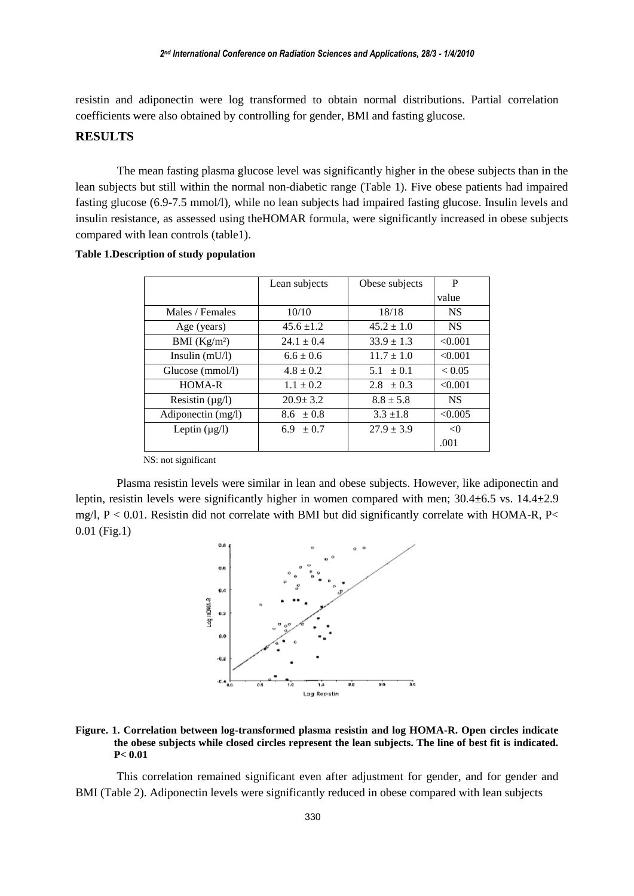resistin and adiponectin were log transformed to obtain normal distributions. Partial correlation coefficients were also obtained by controlling for gender, BMI and fasting glucose.

## RESULTS

The mean fasting plasma glucose level was significantly higher in the obese subjects than in the lean subjects but still within the normal non-diabetic range (Table 1). Five obese patients had impaired fasting glucose (6.9-7.5 mmol/l), while no lean subjects had impaired fasting glucose. Insulin levels and insulin resistance, as assessed using theHOMAR formula, were significantly increased in obese subjects compared with lean controls (table1).

**Table 1.Description of study population**

| | Lean subjects | Obese subjects | P value |
|---|---|---|---|
| Males / Females | 10/10 | 18/18 | NS |
| Age (years) | 45.6 ±1.2 | 45.2 ± 1.0 | NS |
| BMI ($Kg/m^2$) | 24.1 ± 0.4 | 33.9 ± 1.3 | <0.001 |
| Insulin (mU/l) | 6.6 ± 0.6 | 11.7 ± 1.0 | <0.001 |
| Glucose (mmol/l) | 4.8 ± 0.2 | 5.1 ± 0.1 | < 0.05 |
| HOMA-R | 1.1 ± 0.2 | 2.8 ± 0.3 | <0.001 |
| Resistin (µg/l) | 20.9± 3.2 | 8.8 ± 5.8 | NS |
| Adiponectin (mg/l) | 8.6 ± 0.8 | 3.3 ±1.8 | <0.005 |
| Leptin (µg/l) | 6.9 ± 0.7 | 27.9 ± 3.9 | <0 .001 |

NS: not significant

Plasma resistin levels were similar in lean and obese subjects. However, like adiponectin and leptin, resistin levels were significantly higher in women compared with men; 30.4±6.5 vs. 14.4±2.9 mg/l, P < 0.01. Resistin did not correlate with BMI but did significantly correlate with HOMA-R, P< 0.01 (Fig.1)

**Figure. 1. Correlation between log-transformed plasma resistin and log HOMA-R. Open circles indicate the obese subjects while closed circles represent the lean subjects. The line of best fit is indicated. P< 0.01**

This correlation remained significant even after adjustment for gender, and for gender and BMI (Table 2). Adiponectin levels were significantly reduced in obese compared with lean subjects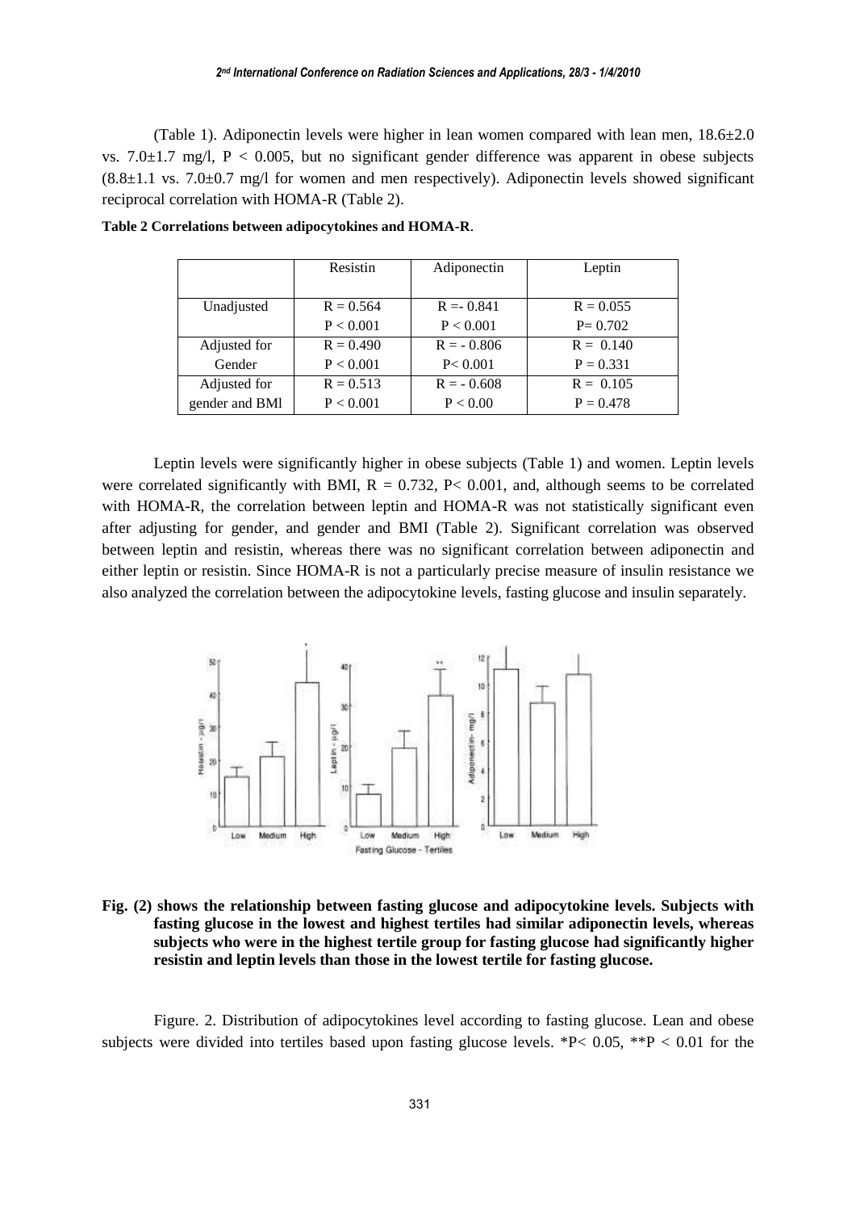(Table 1). Adiponectin levels were higher in lean women compared with lean men, 18.6±2.0 vs. 7.0±1.7 mg/l, $P < 0.005$, but no significant gender difference was apparent in obese subjects (8.8±1.1 vs. 7.0±0.7 mg/l for women and men respectively). Adiponectin levels showed significant reciprocal correlation with HOMA-R (Table 2).

**Table 2 Correlations between adipocytokines and HOMA-R**.

| | Resistin | Adiponectin | Leptin |
|---|---|---|---|
| Unadjusted | R = 0.564<br>P < 0.001 | R =- 0.841<br>P < 0.001 | R = 0.055<br>P= 0.702 |
| Adjusted for Gender | R = 0.490<br>P < 0.001 | R = - 0.806<br>P< 0.001 | R = 0.140<br>P = 0.331 |
| Adjusted for gender and BMl | R = 0.513<br>P < 0.001 | R = - 0.608<br>P < 0.00 | R = 0.105<br>P = 0.478 |

Leptin levels were significantly higher in obese subjects (Table 1) and women. Leptin levels were correlated significantly with BMI, $R = 0.732$, $P< 0.001$, and, although seems to be correlated with HOMA-R, the correlation between leptin and HOMA-R was not statistically significant even after adjusting for gender, and gender and BMI (Table 2). Significant correlation was observed between leptin and resistin, whereas there was no significant correlation between adiponectin and either leptin or resistin. Since HOMA-R is not a particularly precise measure of insulin resistance we also analyzed the correlation between the adipocytokine levels, fasting glucose and insulin separately.

**Fig. (2) shows the relationship between fasting glucose and adipocytokine levels. Subjects with fasting glucose in the lowest and highest tertiles had similar adiponectin levels, whereas subjects who were in the highest tertile group for fasting glucose had significantly higher resistin and leptin levels than those in the lowest tertile for fasting glucose.**

Figure. 2. Distribution of adipocytokines level according to fasting glucose. Lean and obese subjects were divided into tertiles based upon fasting glucose levels. *$P< 0.05$, **$P < 0.01$ for the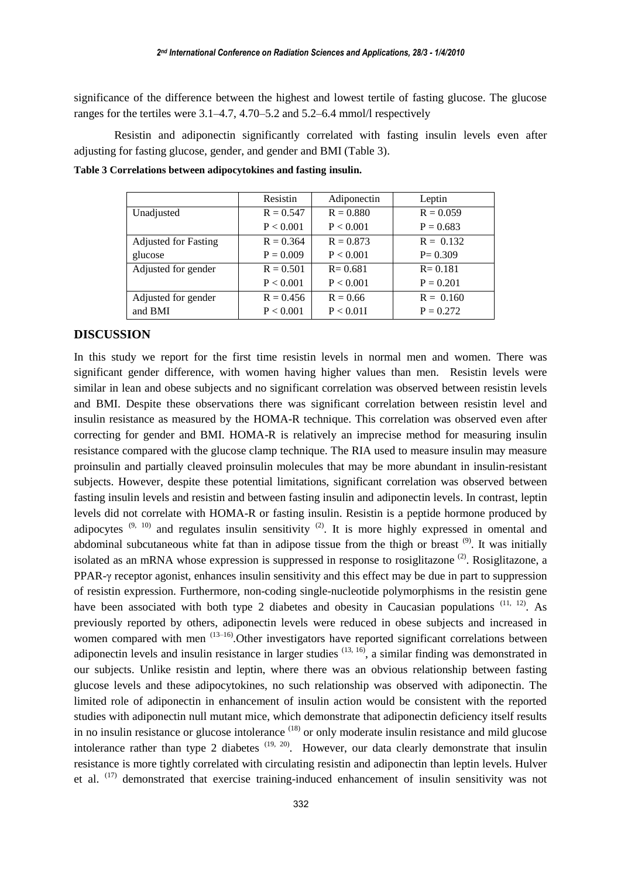significance of the difference between the highest and lowest tertile of fasting glucose. The glucose ranges for the tertiles were 3.1–4.7, 4.70–5.2 and 5.2–6.4 mmol/l respectively

Resistin and adiponectin significantly correlated with fasting insulin levels even after adjusting for fasting glucose, gender, and gender and BMI (Table 3).

**Table 3 Correlations between adipocytokines and fasting insulin.**

| | Resistin | Adiponectin | Leptin |
|---|---|---|---|
| Unadjusted | R = 0.547<br>P < 0.001 | R = 0.880<br>P < 0.001 | R = 0.059<br>P = 0.683 |
| Adjusted for Fasting glucose | R = 0.364<br>P = 0.009 | R = 0.873<br>P < 0.001 | R = 0.132<br>P= 0.309 |
| Adjusted for gender | R = 0.501<br>P < 0.001 | R= 0.681<br>P < 0.001 | R= 0.181<br>P = 0.201 |
| Adjusted for gender and BMI | R = 0.456<br>P < 0.001 | R = 0.66<br>P < 0.01I | R = 0.160<br>P = 0.272 |

## DISCUSSION

In this study we report for the first time resistin levels in normal men and women. There was significant gender difference, with women having higher values than men. Resistin levels were similar in lean and obese subjects and no significant correlation was observed between resistin levels and BMI. Despite these observations there was significant correlation between resistin level and insulin resistance as measured by the HOMA-R technique. This correlation was observed even after correcting for gender and BMI. HOMA-R is relatively an imprecise method for measuring insulin resistance compared with the glucose clamp technique. The RIA used to measure insulin may measure proinsulin and partially cleaved proinsulin molecules that may be more abundant in insulin-resistant subjects. However, despite these potential limitations, significant correlation was observed between fasting insulin levels and resistin and between fasting insulin and adiponectin levels. In contrast, leptin levels did not correlate with HOMA-R or fasting insulin. Resistin is a peptide hormone produced by adipocytes [9, 10] and regulates insulin sensitivity [2]. It is more highly expressed in omental and abdominal subcutaneous white fat than in adipose tissue from the thigh or breast [9]. It was initially isolated as an mRNA whose expression is suppressed in response to rosiglitazone [2]. Rosiglitazone, a PPAR-γ receptor agonist, enhances insulin sensitivity and this effect may be due in part to suppression of resistin expression. Furthermore, non-coding single-nucleotide polymorphisms in the resistin gene have been associated with both type 2 diabetes and obesity in Caucasian populations [11, 12]. As previously reported by others, adiponectin levels were reduced in obese subjects and increased in women compared with men [13–16].Other investigators have reported significant correlations between adiponectin levels and insulin resistance in larger studies [13, 16], a similar finding was demonstrated in our subjects. Unlike resistin and leptin, where there was an obvious relationship between fasting glucose levels and these adipocytokines, no such relationship was observed with adiponectin. The limited role of adiponectin in enhancement of insulin action would be consistent with the reported studies with adiponectin null mutant mice, which demonstrate that adiponectin deficiency itself results in no insulin resistance or glucose intolerance [18] or only moderate insulin resistance and mild glucose intolerance rather than type 2 diabetes [19, 20]. However, our data clearly demonstrate that insulin resistance is more tightly correlated with circulating resistin and adiponectin than leptin levels. Hulver et al. [17] demonstrated that exercise training-induced enhancement of insulin sensitivity was not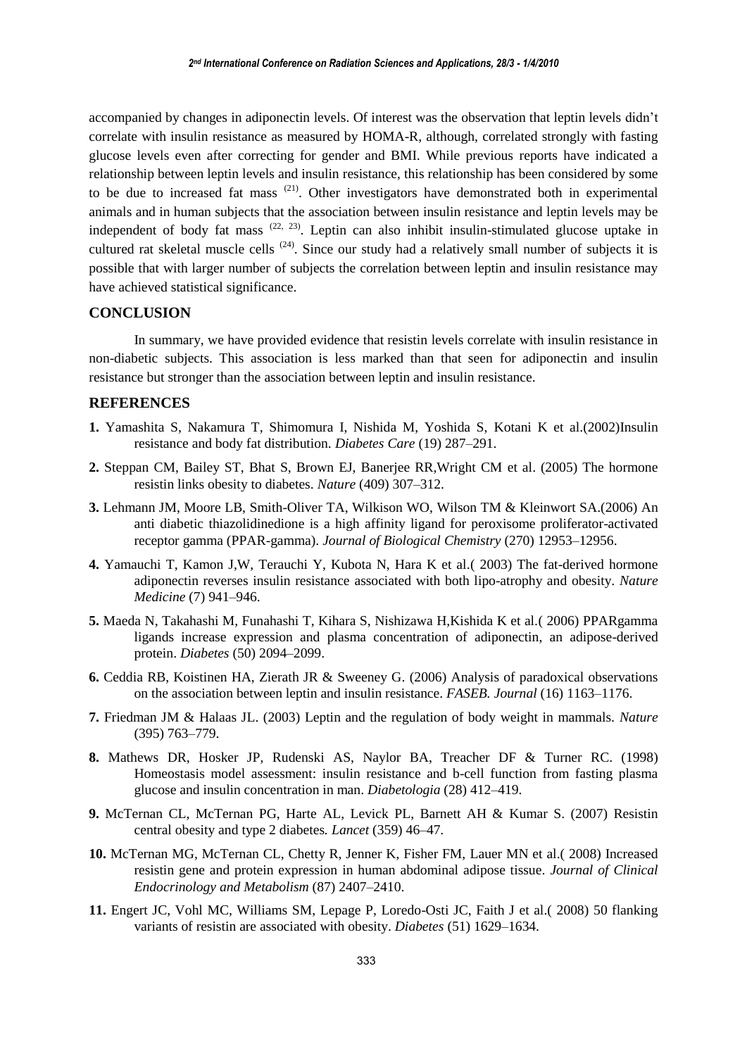accompanied by changes in adiponectin levels. Of interest was the observation that leptin levels didn't correlate with insulin resistance as measured by HOMA-R, although, correlated strongly with fasting glucose levels even after correcting for gender and BMI. While previous reports have indicated a relationship between leptin levels and insulin resistance, this relationship has been considered by some to be due to increased fat mass [21]. Other investigators have demonstrated both in experimental animals and in human subjects that the association between insulin resistance and leptin levels may be independent of body fat mass [22, 23]. Leptin can also inhibit insulin-stimulated glucose uptake in cultured rat skeletal muscle cells [24]. Since our study had a relatively small number of subjects it is possible that with larger number of subjects the correlation between leptin and insulin resistance may have achieved statistical significance.

## CONCLUSION

In summary, we have provided evidence that resistin levels correlate with insulin resistance in non-diabetic subjects. This association is less marked than that seen for adiponectin and insulin resistance but stronger than the association between leptin and insulin resistance.

## REFERENCES

**1.** Yamashita S, Nakamura T, Shimomura I, Nishida M, Yoshida S, Kotani K et al.(2002)Insulin resistance and body fat distribution. *Diabetes Care* (19) 287–291.

**2.** Steppan CM, Bailey ST, Bhat S, Brown EJ, Banerjee RR,Wright CM et al. (2005) The hormone resistin links obesity to diabetes. *Nature* (409) 307–312.

**3.** Lehmann JM, Moore LB, Smith-Oliver TA, Wilkison WO, Wilson TM & Kleinwort SA.(2006) An anti diabetic thiazolidinedione is a high affinity ligand for peroxisome proliferator-activated receptor gamma (PPAR-gamma). *Journal of Biological Chemistry* (270) 12953–12956.

**4.** Yamauchi T, Kamon J,W, Terauchi Y, Kubota N, Hara K et al.( 2003) The fat-derived hormone adiponectin reverses insulin resistance associated with both lipo-atrophy and obesity. *Nature Medicine* (7) 941–946.

**5.** Maeda N, Takahashi M, Funahashi T, Kihara S, Nishizawa H,Kishida K et al.( 2006) PPARgamma ligands increase expression and plasma concentration of adiponectin, an adipose-derived protein. *Diabetes* (50) 2094–2099.

**6.** Ceddia RB, Koistinen HA, Zierath JR & Sweeney G. (2006) Analysis of paradoxical observations on the association between leptin and insulin resistance. *FASEB. Journal* (16) 1163–1176.

**7.** Friedman JM & Halaas JL. (2003) Leptin and the regulation of body weight in mammals. *Nature* (395) 763–779.

**8.** Mathews DR, Hosker JP, Rudenski AS, Naylor BA, Treacher DF & Turner RC. (1998) Homeostasis model assessment: insulin resistance and b-cell function from fasting plasma glucose and insulin concentration in man. *Diabetologia* (28) 412–419.

**9.** McTernan CL, McTernan PG, Harte AL, Levick PL, Barnett AH & Kumar S. (2007) Resistin central obesity and type 2 diabetes. *Lancet* (359) 46–47.

**10.** McTernan MG, McTernan CL, Chetty R, Jenner K, Fisher FM, Lauer MN et al.( 2008) Increased resistin gene and protein expression in human abdominal adipose tissue. *Journal of Clinical Endocrinology and Metabolism* (87) 2407–2410.

**11.** Engert JC, Vohl MC, Williams SM, Lepage P, Loredo-Osti JC, Faith J et al.( 2008) 50 flanking variants of resistin are associated with obesity. *Diabetes* (51) 1629–1634.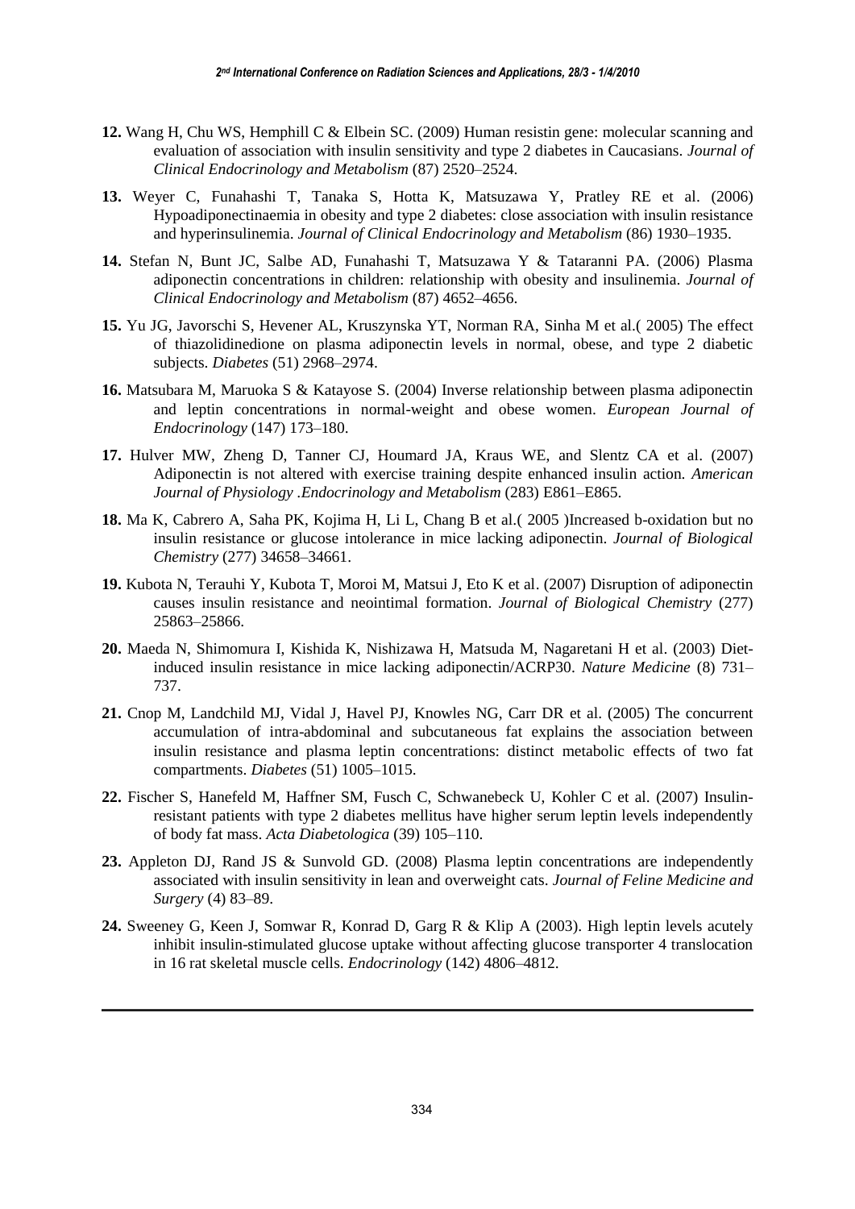**12.** Wang H, Chu WS, Hemphill C & Elbein SC. (2009) Human resistin gene: molecular scanning and evaluation of association with insulin sensitivity and type 2 diabetes in Caucasians. *Journal of Clinical Endocrinology and Metabolism* (87) 2520–2524.

**13.** Weyer C, Funahashi T, Tanaka S, Hotta K, Matsuzawa Y, Pratley RE et al. (2006) Hypoadiponectinaemia in obesity and type 2 diabetes: close association with insulin resistance and hyperinsulinemia. *Journal of Clinical Endocrinology and Metabolism* (86) 1930–1935.

**14.** Stefan N, Bunt JC, Salbe AD, Funahashi T, Matsuzawa Y & Tataranni PA. (2006) Plasma adiponectin concentrations in children: relationship with obesity and insulinemia. *Journal of Clinical Endocrinology and Metabolism* (87) 4652–4656.

**15.** Yu JG, Javorschi S, Hevener AL, Kruszynska YT, Norman RA, Sinha M et al.( 2005) The effect of thiazolidinedione on plasma adiponectin levels in normal, obese, and type 2 diabetic subjects. *Diabetes* (51) 2968–2974.

**16.** Matsubara M, Maruoka S & Katayose S. (2004) Inverse relationship between plasma adiponectin and leptin concentrations in normal-weight and obese women. *European Journal of Endocrinology* (147) 173–180.

**17.** Hulver MW, Zheng D, Tanner CJ, Houmard JA, Kraus WE, and Slentz CA et al. (2007) Adiponectin is not altered with exercise training despite enhanced insulin action. *American Journal of Physiology .Endocrinology and Metabolism* (283) E861–E865.

**18.** Ma K, Cabrero A, Saha PK, Kojima H, Li L, Chang B et al.( 2005 )Increased b-oxidation but no insulin resistance or glucose intolerance in mice lacking adiponectin. *Journal of Biological Chemistry* (277) 34658–34661.

**19.** Kubota N, Terauhi Y, Kubota T, Moroi M, Matsui J, Eto K et al. (2007) Disruption of adiponectin causes insulin resistance and neointimal formation. *Journal of Biological Chemistry* (277) 25863–25866.

**20.** Maeda N, Shimomura I, Kishida K, Nishizawa H, Matsuda M, Nagaretani H et al. (2003) Diet-induced insulin resistance in mice lacking adiponectin/ACRP30. *Nature Medicine* (8) 731–737.

**21.** Cnop M, Landchild MJ, Vidal J, Havel PJ, Knowles NG, Carr DR et al. (2005) The concurrent accumulation of intra-abdominal and subcutaneous fat explains the association between insulin resistance and plasma leptin concentrations: distinct metabolic effects of two fat compartments. *Diabetes* (51) 1005–1015.

**22.** Fischer S, Hanefeld M, Haffner SM, Fusch C, Schwanebeck U, Kohler C et al. (2007) Insulin-resistant patients with type 2 diabetes mellitus have higher serum leptin levels independently of body fat mass. *Acta Diabetologica* (39) 105–110.

**23.** Appleton DJ, Rand JS & Sunvold GD. (2008) Plasma leptin concentrations are independently associated with insulin sensitivity in lean and overweight cats. *Journal of Feline Medicine and Surgery* (4) 83–89.

**24.** Sweeney G, Keen J, Somwar R, Konrad D, Garg R & Klip A (2003). High leptin levels acutely inhibit insulin-stimulated glucose uptake without affecting glucose transporter 4 translocation in 16 rat skeletal muscle cells. *Endocrinology* (142) 4806–4812.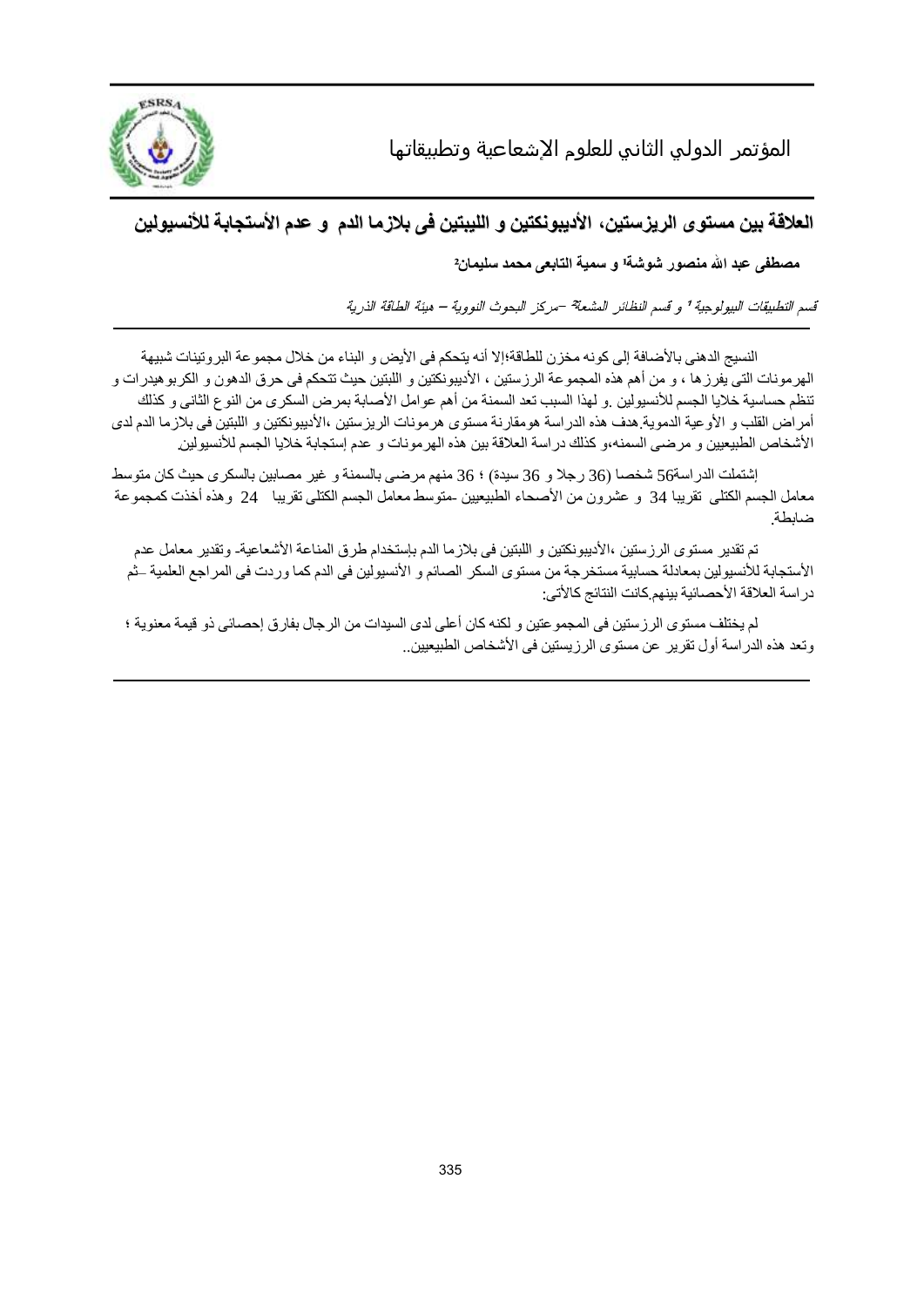## العلاقة بين مستوى الريزستين، الأديبونكتين و الليبتين فى بلازما الدم و عدم الأستجابة للأنسيولين

**مصطفى عبد الله منصور شوشة[1] و سمية التابعى محمد سليمان[2]**

*قسم التطبيقات البيولوجية [1] و قسم النظائر المشعة[2] –مركز البحوث النووية – هيئة الطاقة الذرية*

---

النسيج الدهنى بالأضافة إلى كونه مخزن للطاقة؛إلا أنه يتحكم فى الأيض و البناء من خلال مجموعة البروتينات شبيهة الهرمونات التى يفرزها ، و من أهم هذه المجموعة الرزستين ، الأديبونكتين و اللبتين حيث تتحكم فى حرق الدهون و الكربوهيدرات و تنظم حساسية خلايا الجسم للأنسيولين .و لهذا السبب تعد السمنة من أهم عوامل الأصابة بمرض السكرى من النوع الثانى و كذلك أمراض القلب و الأوعية الدموية.هدف هذه الدراسة هومقارنة مستوى هرمونات الريزستين ،الأديبونكتين و اللبتين فى بلازما الدم لدى الأشخاص الطبيعيين و مرضى السمنه،و كذلك دراسة العلاقة بين هذه الهرمونات و عدم إستجابة خلايا الجسم للأنسيولين.

إشتملت الدراسة56 شخصا (36 رجلا و 36 سيدة) ؛ 36 منهم مرضى بالسمنة و غير مصابين بالسكرى حيث كان متوسط معامل الجسم الكتلى تقريبا 34 و عشرون من الأصحاء الطبيعيين -متوسط معامل الجسم الكتلى تقريبا 24 وهذه أخذت كمجموعة ضابطة.

تم تقدير مستوى الرزستين ،الأديبونكتين و اللبتين فى بلازما الدم بإستخدام طرق المناعة الأشعاعية- وتقدير معامل عدم الأستجابة للأنسيولين بمعادلة حسابية مستخرجة من مستوى السكر الصائم و الأنسيولين فى الدم كما وردت فى المراجع العلمية –ثم دراسة العلاقة الأحصائية بينهم.كانت النتائج كالأتى:

لم يختلف مستوى الرزستين فى المجموعتين و لكنه كان أعلى لدى السيدات من الرجال بفارق إحصائى ذو قيمة معنوية ؛ وتعد هذه الدراسة أول تقرير عن مستوى الرزيستين فى الأشخاص الطبيعيين..

---